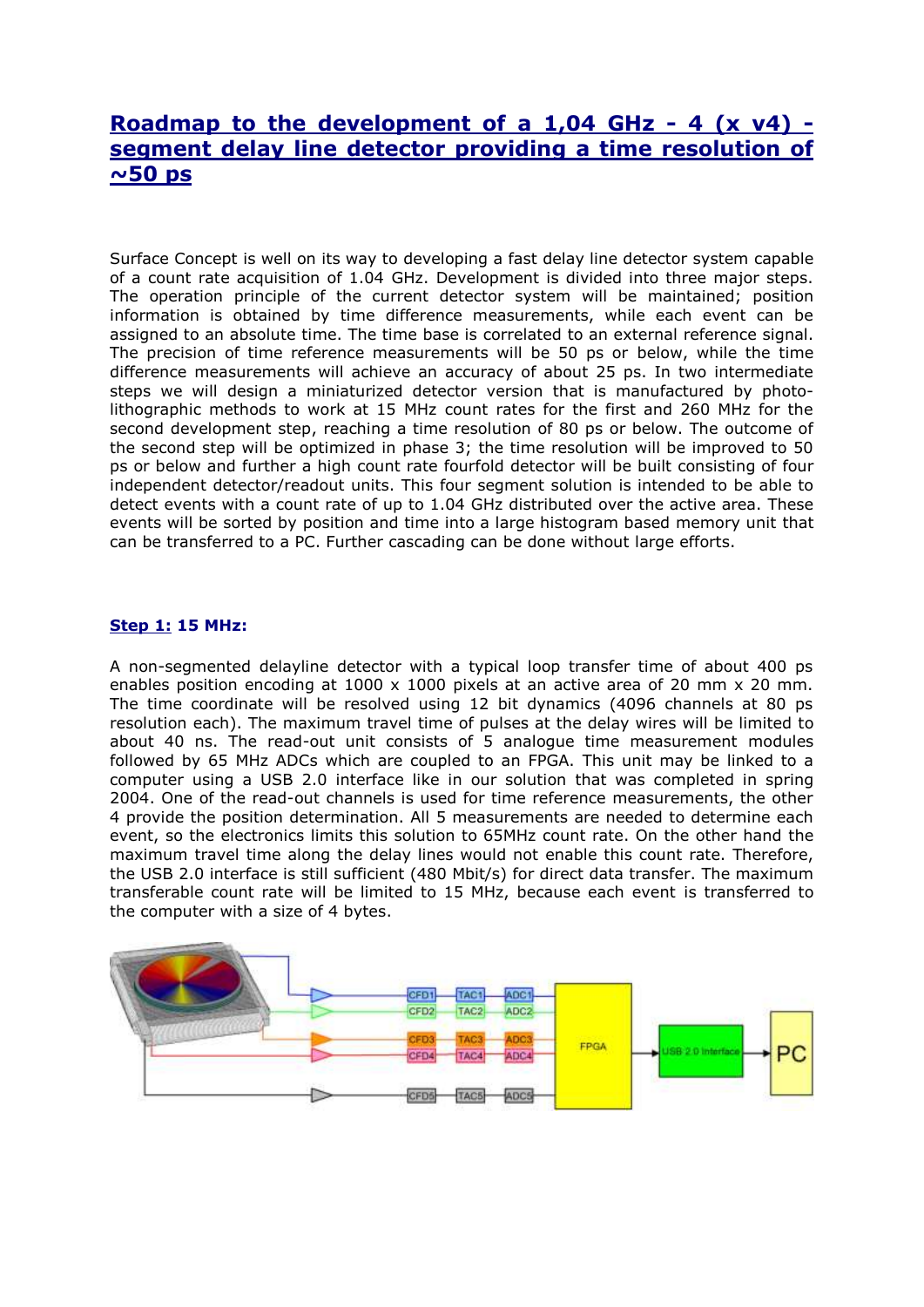# Roadmap to the development of a 1,04 GHz - 4 (x v4) - segment delay line detector providing a time resolution of ~50 ps

Surface Concept is well on its way to developing a fast delay line detector system capable of a count rate acquisition of 1.04 GHz. Development is divided into three major steps. The operation principle of the current detector system will be maintained; position information is obtained by time difference measurements, while each event can be assigned to an absolute time. The time base is correlated to an external reference signal. The precision of time reference measurements will be 50 ps or below, while the time difference measurements will achieve an accuracy of about 25 ps. In two intermediate steps we will design a miniaturized detector version that is manufactured by photo-lithographic methods to work at 15 MHz count rates for the first and 260 MHz for the second development step, reaching a time resolution of 80 ps or below. The outcome of the second step will be optimized in phase 3; the time resolution will be improved to 50 ps or below and further a high count rate fourfold detector will be built consisting of four independent detector/readout units. This four segment solution is intended to be able to detect events with a count rate of up to 1.04 GHz distributed over the active area. These events will be sorted by position and time into a large histogram based memory unit that can be transferred to a PC. Further cascading can be done without large efforts.

## Step 1: 15 MHz:

A non-segmented delayline detector with a typical loop transfer time of about 400 ps enables position encoding at 1000 x 1000 pixels at an active area of 20 mm x 20 mm. The time coordinate will be resolved using 12 bit dynamics (4096 channels at 80 ps resolution each). The maximum travel time of pulses at the delay wires will be limited to about 40 ns. The read-out unit consists of 5 analogue time measurement modules followed by 65 MHz ADCs which are coupled to an FPGA. This unit may be linked to a computer using a USB 2.0 interface like in our solution that was completed in spring 2004. One of the read-out channels is used for time reference measurements, the other 4 provide the position determination. All 5 measurements are needed to determine each event, so the electronics limits this solution to 65MHz count rate. On the other hand the maximum travel time along the delay lines would not enable this count rate. Therefore, the USB 2.0 interface is still sufficient (480 Mbit/s) for direct data transfer. The maximum transferable count rate will be limited to 15 MHz, because each event is transferred to the computer with a size of 4 bytes.

CFD1 TAC1 ADC1
CFD2 TAC2 ADC2
CFD3 TAC3 ADC3
CFD4 TAC4 ADC4
CFD5 TAC5 ADC5
FPGA
USB 2.0 Interface
PC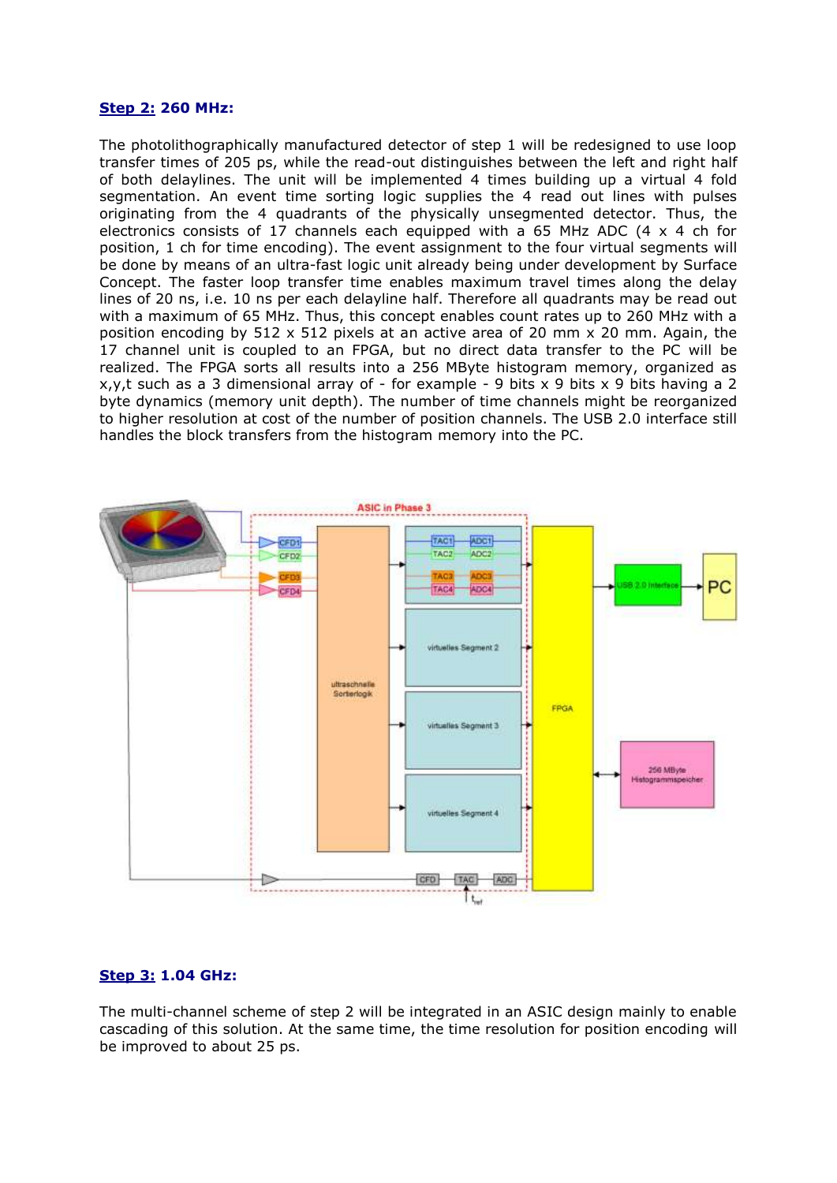**Step 2:** **260 MHz:**

The photolithographically manufactured detector of step 1 will be redesigned to use loop transfer times of 205 ps, while the read-out distinguishes between the left and right half of both delaylines. The unit will be implemented 4 times building up a virtual 4 fold segmentation. An event time sorting logic supplies the 4 read out lines with pulses originating from the 4 quadrants of the physically unsegmented detector. Thus, the electronics consists of 17 channels each equipped with a 65 MHz ADC (4 x 4 ch for position, 1 ch for time encoding). The event assignment to the four virtual segments will be done by means of an ultra-fast logic unit already being under development by Surface Concept. The faster loop transfer time enables maximum travel times along the delay lines of 20 ns, i.e. 10 ns per each delayline half. Therefore all quadrants may be read out with a maximum of 65 MHz. Thus, this concept enables count rates up to 260 MHz with a position encoding by 512 x 512 pixels at an active area of 20 mm x 20 mm. Again, the 17 channel unit is coupled to an FPGA, but no direct data transfer to the PC will be realized. The FPGA sorts all results into a 256 MByte histogram memory, organized as x,y,t such as a 3 dimensional array of - for example - 9 bits x 9 bits x 9 bits having a 2 byte dynamics (memory unit depth). The number of time channels might be reorganized to higher resolution at cost of the number of position channels. The USB 2.0 interface still handles the block transfers from the histogram memory into the PC.

ASIC in Phase 3

CFD1
CFD2
CFD3
CFD4

ultraschnelle Sortierlogik

TAC1 ADC1
TAC2 ADC2
TAC3 ADC3
TAC4 ADC4

virtuelles Segment 2

virtuelles Segment 3

virtuelles Segment 4

CFD TAC ADC

$t_{ref}$

FPGA

USB 2.0 Interface

PC

256 MByte Histogrammspeicher

**Step 3:** **1.04 GHz:**

The multi-channel scheme of step 2 will be integrated in an ASIC design mainly to enable cascading of this solution. At the same time, the time resolution for position encoding will be improved to about 25 ps.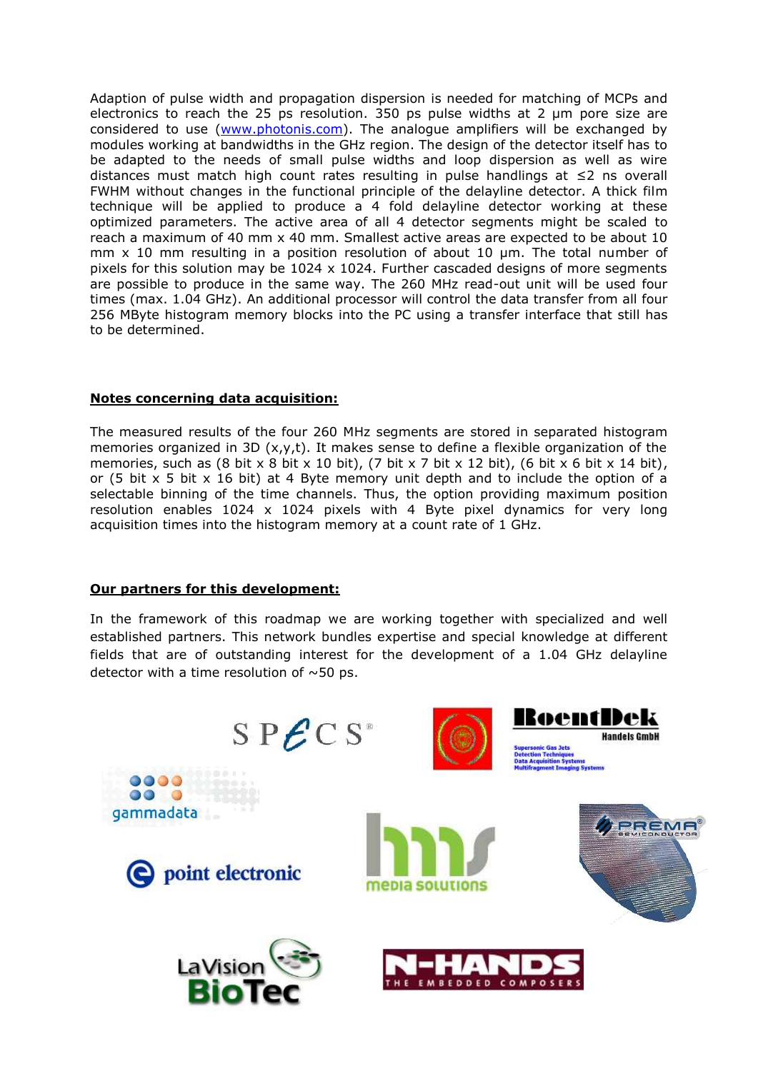Adaption of pulse width and propagation dispersion is needed for matching of MCPs and electronics to reach the 25 ps resolution. 350 ps pulse widths at 2 µm pore size are considered to use (www.photonis.com). The analogue amplifiers will be exchanged by modules working at bandwidths in the GHz region. The design of the detector itself has to be adapted to the needs of small pulse widths and loop dispersion as well as wire distances must match high count rates resulting in pulse handlings at ≤2 ns overall FWHM without changes in the functional principle of the delayline detector. A thick film technique will be applied to produce a 4 fold delayline detector working at these optimized parameters. The active area of all 4 detector segments might be scaled to reach a maximum of 40 mm x 40 mm. Smallest active areas are expected to be about 10 mm x 10 mm resulting in a position resolution of about 10 µm. The total number of pixels for this solution may be 1024 x 1024. Further cascaded designs of more segments are possible to produce in the same way. The 260 MHz read-out unit will be used four times (max. 1.04 GHz). An additional processor will control the data transfer from all four 256 MByte histogram memory blocks into the PC using a transfer interface that still has to be determined.

**Notes concerning data acquisition:**

The measured results of the four 260 MHz segments are stored in separated histogram memories organized in 3D (x,y,t). It makes sense to define a flexible organization of the memories, such as (8 bit x 8 bit x 10 bit), (7 bit x 7 bit x 12 bit), (6 bit x 6 bit x 14 bit), or (5 bit x 5 bit x 16 bit) at 4 Byte memory unit depth and to include the option of a selectable binning of the time channels. Thus, the option providing maximum position resolution enables 1024 x 1024 pixels with 4 Byte pixel dynamics for very long acquisition times into the histogram memory at a count rate of 1 GHz.

**Our partners for this development:**

In the framework of this roadmap we are working together with specialized and well established partners. This network bundles expertise and special knowledge at different fields that are of outstanding interest for the development of a 1.04 GHz delayline detector with a time resolution of ~50 ps.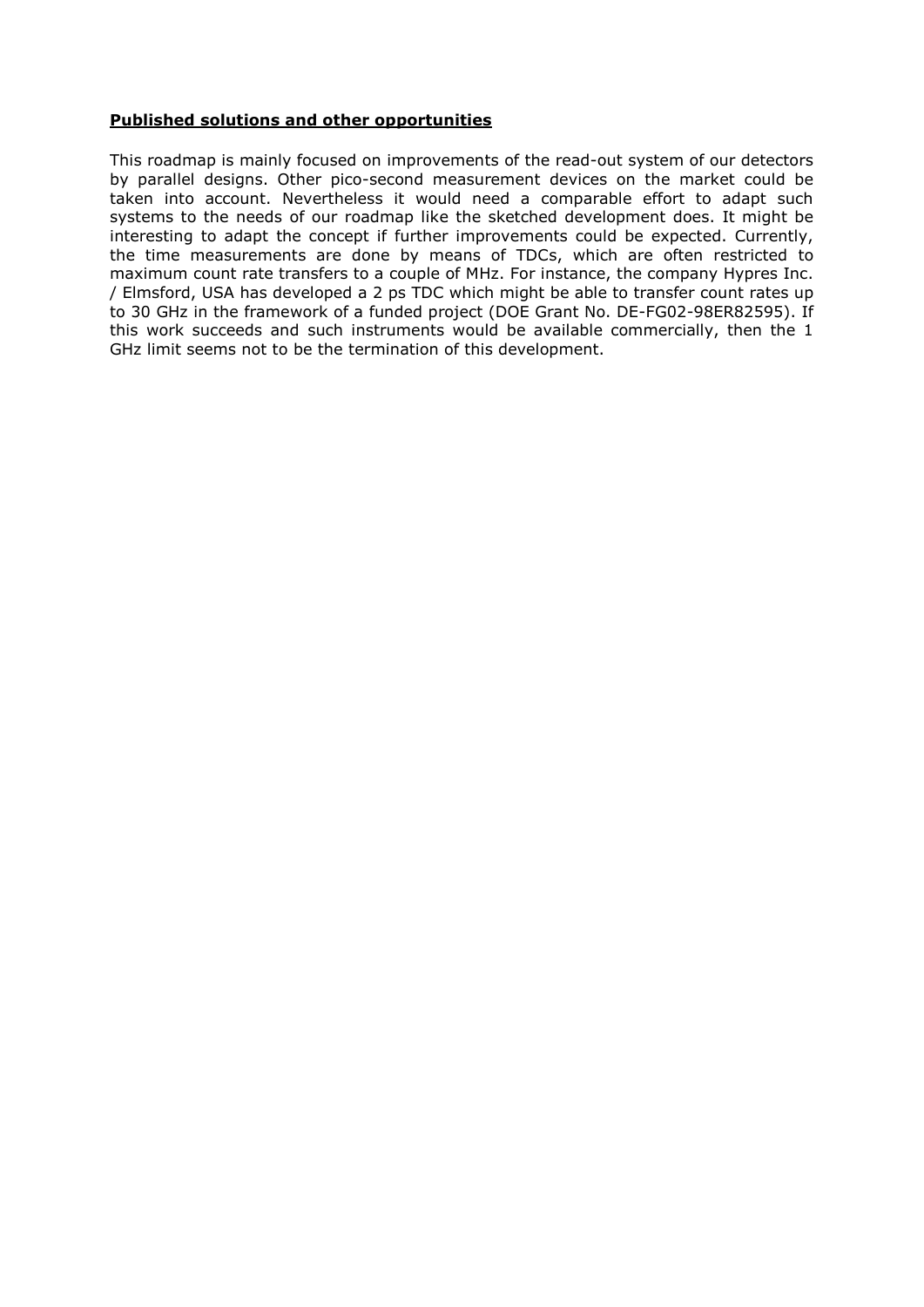## **Published solutions and other opportunities**

This roadmap is mainly focused on improvements of the read-out system of our detectors by parallel designs. Other pico-second measurement devices on the market could be taken into account. Nevertheless it would need a comparable effort to adapt such systems to the needs of our roadmap like the sketched development does. It might be interesting to adapt the concept if further improvements could be expected. Currently, the time measurements are done by means of TDCs, which are often restricted to maximum count rate transfers to a couple of MHz. For instance, the company Hypres Inc. / Elmsford, USA has developed a 2 ps TDC which might be able to transfer count rates up to 30 GHz in the framework of a funded project (DOE Grant No. DE-FG02-98ER82595). If this work succeeds and such instruments would be available commercially, then the 1 GHz limit seems not to be the termination of this development.